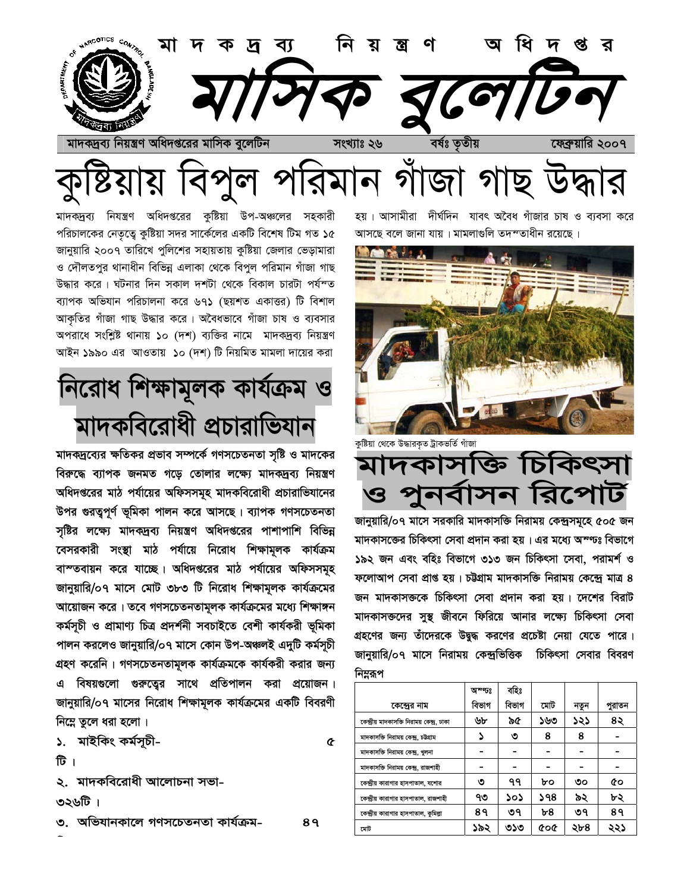# মাদকদ্রব্য নিয়ন্ত্রণ অধিদপ্তর

# মাসিক বুলেটিন

মাদকদ্রব্য নিয়ন্ত্রণ অধিদপ্তরের মাসিক বুলেটিন | সংখ্যাঃ ২৬ | বর্ষঃ তৃতীয় | ফেব্রুয়ারি ২০০৭

# কুষ্টিয়ায় বিপুল পরিমান গাঁজা গাছ উদ্ধার

মাদকদ্রব্য নিয়ন্ত্রণ অধিদপ্তরের কুষ্টিয়া উপ-অঞ্চলের সহকারী পরিচালকের নেতৃত্বে কুষ্টিয়া সদর সার্কেলের একটি বিশেষ টিম গত ১৫ জানুয়ারি ২০০৭ তারিখে পুলিশের সহায়তায় কুষ্টিয়া জেলার ভেড়ামারা ও দৌলতপুর থানাধীন বিভিন্ন এলাকা থেকে বিপুল পরিমান গাঁজা গাছ উদ্ধার করে। ঘটনার দিন সকাল দশটা থেকে বিকাল চারটা পর্যন্ত ব্যাপক অভিযান পরিচালনা করে ৬৭১ (ছয়শত একাত্তর) টি বিশাল আকৃতির গাঁজা গাছ উদ্ধার করে। অবৈধভাবে গাঁজা চাষ ও ব্যবসার অপরাধে সংশ্লিষ্ট থানায় ১০ (দশ) ব্যক্তির নামে মাদকদ্রব্য নিয়ন্ত্রণ আইন ১৯৯০ এর আওতায় ১০ (দশ) টি নিয়মিত মামলা দায়ের করা হয়। আসামীরা দীর্ঘদিন যাবৎ অবৈধ গাঁজার চাষ ও ব্যবসা করে আসছে বলে জানা যায়। মামলাগুলি তদন্তাধীন রয়েছে।

কুষ্টিয়া থেকে উদ্ধারকৃত ট্রাকভর্তি গাঁজা

## নিরোধ শিক্ষামূলক কার্যক্রম ও মাদকবিরোধী প্রচারাভিযান

**মাদকদ্রব্যের ক্ষতিকর প্রভাব সম্পর্কে গণসচেতনতা সৃষ্টি ও মাদকের বিরুদ্ধে ব্যাপক জনমত গড়ে তোলার লক্ষ্যে মাদকদ্রব্য নিয়ন্ত্রণ অধিদপ্তরের মাঠ পর্যায়ের অফিসসমূহ মাদকবিরোধী প্রচারাভিযানের উপর গুরুত্বপূর্ণ ভূমিকা পালন করে আসছে। ব্যাপক গণসচেতনতা সৃষ্টির লক্ষ্যে মাদকদ্রব্য নিয়ন্ত্রণ অধিদপ্তরের পাশাপাশি বিভিন্ন বেসরকারী সংস্থা মাঠ পর্যায়ে নিরোধ শিক্ষামূলক কার্যক্রম বাস্তবায়ন করে যাচ্ছে। অধিদপ্তরের মাঠ পর্যায়ের অফিসসমূহ জানুয়ারি/০৭ মাসে মোট ৩৮৩ টি নিরোধ শিক্ষামূলক কার্যক্রমের আয়োজন করে। তবে গণসচেতনতামূলক কার্যক্রমের মধ্যে শিক্ষাঙ্গন কর্মসূচী ও প্রামাণ্য চিত্র প্রদর্শনী সবচাইতে বেশী কার্যকরী ভূমিকা পালন করলেও জানুয়ারি/০৭ মাসে কোন উপ-অঞ্চলই এদুটি কর্মসূচী গ্রহণ করেনি। গণসচেতনতামূলক কার্যক্রমকে কার্যকরী করার জন্য এ বিষয়গুলো গুরুত্বের সাথে প্রতিপালন করা প্রয়োজন। জানুয়ারি/০৭ মাসের নিরোধ শিক্ষামূলক কার্যক্রমের একটি বিবরণী নিম্নে তুলে ধরা হলো।**

**১. মাইকিং কর্মসূচী- ৫টি।**

**২. মাদকবিরোধী আলোচনা সভা- ৩২৬টি।**

**৩. অভিযানকালে গণসচেতনতা কার্যক্রম- ৪৭**

## মাদকাসক্তি চিকিৎসা ও পুনর্বাসন রিপোর্ট

**জানুয়ারি/০৭ মাসে সরকারি মাদকাসক্তি নিরাময় কেন্দ্রসমূহে ৫০৫ জন মাদকাসক্তের চিকিৎসা সেবা প্রদান করা হয়। এর মধ্যে অন্তঃ বিভাগে ১৯২ জন এবং বহিঃ বিভাগে ৩১৩ জন চিকিৎসা সেবা, পরামর্শ ও ফলোআপ সেবা প্রাপ্ত হয়। চট্টগ্রাম মাদকাসক্তি নিরাময় কেন্দ্রে মাত্র ৪ জন মাদকাসক্তকে চিকিৎসা সেবা প্রদান করা হয়। দেশের বিরাট মাদকাসক্তদের সুস্থ জীবনে ফিরিয়ে আনার লক্ষ্যে চিকিৎসা সেবা গ্রহণের জন্য তাঁদেরকে উদ্বুদ্ধ করণের প্রচেষ্টা নেয়া যেতে পারে। জানুয়ারি/০৭ মাসে নিরাময় কেন্দ্রভিত্তিক চিকিৎসা সেবার বিবরণ নিম্নরূপ**

| কেন্দ্রের নাম | অন্তঃ বিভাগ | বহিঃ বিভাগ | মোট | নতুন | পুরাতন |
|---|---|---|---|---|---|
| কেন্দ্রীয় মাদকাসক্তি নিরাময় কেন্দ্র, ঢাকা | ৬৮ | ৯৫ | ১৬৩ | ১২১ | ৪২ |
| মাদকাসক্তি নিরাময় কেন্দ্র, চট্টগ্রাম | ১ | ৩ | ৪ | ৪ | - |
| মাদকাসক্তি নিরাময় কেন্দ্র, খুলনা | - | - | - | - | - |
| মাদকাসক্তি নিরাময় কেন্দ্র, রাজশাহী | - | - | - | - | - |
| কেন্দ্রীয় কারাগার হাসপাতাল, যশোর | ৩ | ৭৭ | ৮০ | ৩০ | ৫০ |
| কেন্দ্রীয় কারাগার হাসপাতাল, রাজশাহী | ৭৩ | ১০১ | ১৭৪ | ৯২ | ৮২ |
| কেন্দ্রীয় কারাগার হাসপাতাল, কুমিল্লা | ৪৭ | ৩৭ | ৮৪ | ৩৭ | ৪৭ |
| মোট | ১৯২ | ৩১৩ | ৫০৫ | ২৮৪ | ২২১ |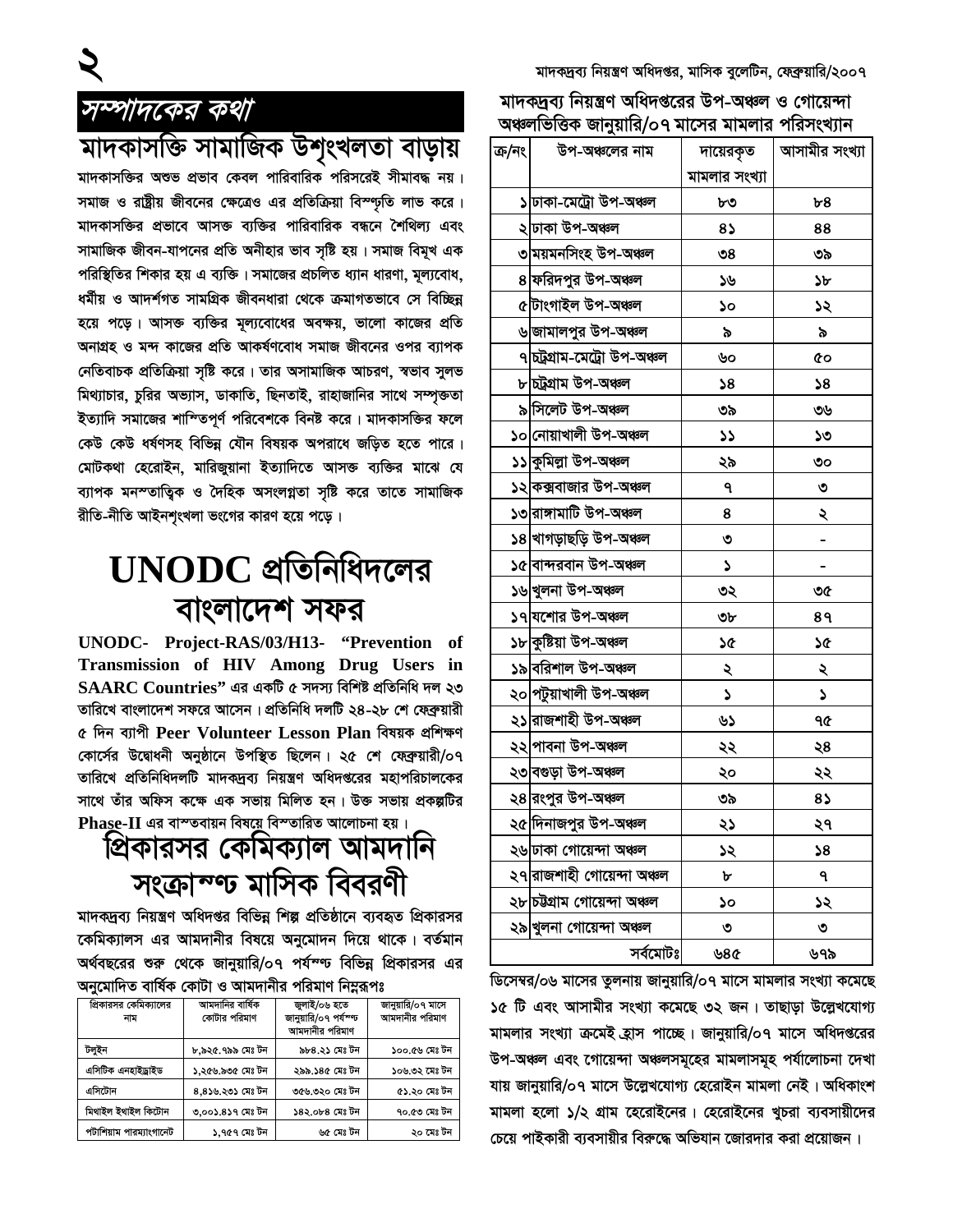## সম্পাদকের কথা

# মাদকাসক্তি সামাজিক উশৃংখলতা বাড়ায়

মাদকাসক্তির অশুভ প্রভাব কেবল পারিবারিক পরিসরেই সীমাবদ্ধ নয়। সমাজ ও রাষ্ট্রীয় জীবনের ক্ষেত্রেও এর প্রতিক্রিয়া বিস্তৃতি লাভ করে। মাদকাসক্তির প্রভাবে আসক্ত ব্যক্তির পারিবারিক বন্ধনে শৈথিল্য এবং সামাজিক জীবন-যাপনের প্রতি অনীহার ভাব সৃষ্টি হয়। সমাজ বিমুখ এক পরিস্থিতির শিকার হয় এ ব্যক্তি। সমাজের প্রচলিত ধ্যান ধারণা, মূল্যবোধ, ধর্মীয় ও আদর্শগত সামগ্রিক জীবনধারা থেকে ক্রমাগতভাবে সে বিচ্ছিন্ন হয়ে পড়ে। আসক্ত ব্যক্তির মূল্যবোধের অবক্ষয়, ভালো কাজের প্রতি অনাগ্রহ ও মন্দ কাজের প্রতি আকর্ষণবোধ সমাজ জীবনের ওপর ব্যাপক নেতিবাচক প্রতিক্রিয়া সৃষ্টি করে। তার অসামাজিক আচরণ, স্বভাব সুলভ মিথ্যাচার, চুরির অভ্যাস, ডাকাতি, ছিনতাই, রাহাজানির সাথে সম্পৃক্ততা ইত্যাদি সমাজের শান্তিপূর্ণ পরিবেশকে বিনষ্ট করে। মাদকাসক্তির ফলে কেউ কেউ ধর্ষণসহ বিভিন্ন যৌন বিষয়ক অপরাধে জড়িত হতে পারে। মোটকথা হেরোইন, মারিজুয়ানা ইত্যাদিতে আসক্ত ব্যক্তির মাঝে যে ব্যাপক মনস্তাত্তিক ও দৈহিক অসংলগ্নতা সৃষ্টি করে তাতে সামাজিক রীতি-নীতি আইনশৃংখলা ভংগের কারণ হয়ে পড়ে।

# UNODC প্রতিনিধিদলের বাংলাদেশ সফর

**UNODC- Project-RAS/03/H13- "Prevention of Transmission of HIV Among Drug Users in SAARC Countries"** এর একটি ৫ সদস্য বিশিষ্ট প্রতিনিধি দল ২৩ তারিখে বাংলাদেশ সফরে আসেন। প্রতিনিধি দলটি ২৪-২৮ শে ফেব্রুয়ারী ৫ দিন ব্যাপী **Peer Volunteer Lesson Plan** বিষয়ক প্রশিক্ষণ কোর্সের উদ্বোধনী অনুষ্ঠানে উপস্থিত ছিলেন। ২৫ শে ফেব্রুয়ারী/০৭ তারিখে প্রতিনিধিদলটি মাদকদ্রব্য নিয়ন্ত্রণ অধিদপ্তরের মহাপরিচালকের সাথে তাঁর অফিস কক্ষে এক সভায় মিলিত হন। উক্ত সভায় প্রকল্পটির **Phase-II** এর বাস্তবায়ন বিষয়ে বিস্তারিত আলোচনা হয়।

# প্রিকারসর কেমিক্যাল আমদানি সংক্রান্ত মাসিক বিবরণী

মাদকদ্রব্য নিয়ন্ত্রণ অধিদপ্তর বিভিন্ন শিল্প প্রতিষ্ঠানে ব্যবহৃত প্রিকারসর কেমিক্যালস এর আমদানীর বিষয়ে অনুমোদন দিয়ে থাকে। বর্তমান অর্থবছরের শুরু থেকে জানুয়ারি/০৭ পর্যন্ত বিভিন্ন প্রিকারসর এর অনুমোদিত বার্ষিক কোটা ও আমদানীর পরিমাণ নিম্নরূপঃ

| প্রিকারসর কেমিক্যালের নাম | আমদানির বার্ষিক কোটার পরিমাণ | জুলাই/০৬ হতে জানুয়ারি/০৭ পর্যন্ত আমদানীর পরিমাণ | জানুয়ারি/০৭ মাসে আমদানীর পরিমাণ |
|---|---|---|---|
| টলুইন | ৮,৯২৫.৭৯৯ মেঃ টন | ৯৮৪.২১ মেঃ টন | ১০০.৫৬ মেঃ টন |
| এসিটিক এনহাইড্রাইড | ১,২৫৬.৯৩৫ মেঃ টন | ২৯৯.১৪৫ মেঃ টন | ১০৬.৩২ মেঃ টন |
| এসিটোন | ৪,৪১৬.২৩১ মেঃ টন | ৩৫৬.৩২০ মেঃ টন | ৫১.২০ মেঃ টন |
| মিথাইল ইথাইল কিটোন | ৩,০০১.৪১৭ মেঃ টন | ১৪২.০৮৪ মেঃ টন | ৭০.৫৩ মেঃ টন |
| পটাশিয়াম পারম্যাংগানেট | ১,৭৫৭ মেঃ টন | ৬৫ মেঃ টন | ২০ মেঃ টন |

## মাদকদ্রব্য নিয়ন্ত্রণ অধিদপ্তরের উপ-অঞ্চল ও গোয়েন্দা অঞ্চলভিত্তিক জানুয়ারি/০৭ মাসের মামলার পরিসংখ্যান

| ক্র/নং | উপ-অঞ্চলের নাম | দায়েরকৃত মামলার সংখ্যা | আসামীর সংখ্যা |
|---|---|---|---|
| ১ | ঢাকা-মেট্রো উপ-অঞ্চল | ৮৩ | ৮৪ |
| ২ | ঢাকা উপ-অঞ্চল | ৪১ | ৪৪ |
| ৩ | ময়মনসিংহ উপ-অঞ্চল | ৩৪ | ৩৯ |
| ৪ | ফরিদপুর উপ-অঞ্চল | ১৬ | ১৮ |
| ৫ | টাংগাইল উপ-অঞ্চল | ১০ | ১২ |
| ৬ | জামালপুর উপ-অঞ্চল | ৯ | ৯ |
| ৭ | চট্রগ্রাম-মেট্রো উপ-অঞ্চল | ৬০ | ৫০ |
| ৮ | চট্রগ্রাম উপ-অঞ্চল | ১৪ | ১৪ |
| ৯ | সিলেট উপ-অঞ্চল | ৩৯ | ৩৬ |
| ১০ | নোয়াখালী উপ-অঞ্চল | ১১ | ১৩ |
| ১১ | কুমিল্লা উপ-অঞ্চল | ২৯ | ৩০ |
| ১২ | কক্সবাজার উপ-অঞ্চল | ৭ | ৩ |
| ১৩ | রাঙ্গামাটি উপ-অঞ্চল | ৪ | ২ |
| ১৪ | খাগড়াছড়ি উপ-অঞ্চল | ৩ | - |
| ১৫ | বান্দরবান উপ-অঞ্চল | ১ | - |
| ১৬ | খুলনা উপ-অঞ্চল | ৩২ | ৩৫ |
| ১৭ | যশোর উপ-অঞ্চল | ৩৮ | ৪৭ |
| ১৮ | কুষ্টিয়া উপ-অঞ্চল | ১৫ | ১৫ |
| ১৯ | বরিশাল উপ-অঞ্চল | ২ | ২ |
| ২০ | পটুয়াখালী উপ-অঞ্চল | ১ | ১ |
| ২১ | রাজশাহী উপ-অঞ্চল | ৬১ | ৭৫ |
| ২২ | পাবনা উপ-অঞ্চল | ২২ | ২৪ |
| ২৩ | বগুড়া উপ-অঞ্চল | ২০ | ২২ |
| ২৪ | রংপুর উপ-অঞ্চল | ৩৯ | ৪১ |
| ২৫ | দিনাজপুর উপ-অঞ্চল | ২১ | ২৭ |
| ২৬ | ঢাকা গোয়েন্দা অঞ্চল | ১২ | ১৪ |
| ২৭ | রাজশাহী গোয়েন্দা অঞ্চল | ৮ | ৭ |
| ২৮ | চট্টগ্রাম গোয়েন্দা অঞ্চল | ১০ | ১২ |
| ২৯ | খুলনা গোয়েন্দা অঞ্চল | ৩ | ৩ |
| | সর্বমোটঃ | ৬৪৫ | ৬৭৯ |

ডিসেম্বর/০৬ মাসের তুলনায় জানুয়ারি/০৭ মাসে মামলার সংখ্যা কমেছে ১৫ টি এবং আসামীর সংখ্যা কমেছে ৩২ জন। তাছাড়া উল্লেখযোগ্য মামলার সংখ্যা ক্রমেই হ্রাস পাচ্ছে। জানুয়ারি/০৭ মাসে অধিদপ্তরের উপ-অঞ্চল এবং গোয়েন্দা অঞ্চলসমূহের মামলাসমূহ পর্যালোচনা দেখা যায় জানুয়ারি/০৭ মাসে উল্লেখযোগ্য হেরোইন মামলা নেই। অধিকাংশ মামলা হলো ১/২ গ্রাম হেরোইনের। হেরোইনের খুচরা ব্যবসায়ীদের চেয়ে পাইকারী ব্যবসায়ীর বিরুদ্ধে অভিযান জোরদার করা প্রয়োজন।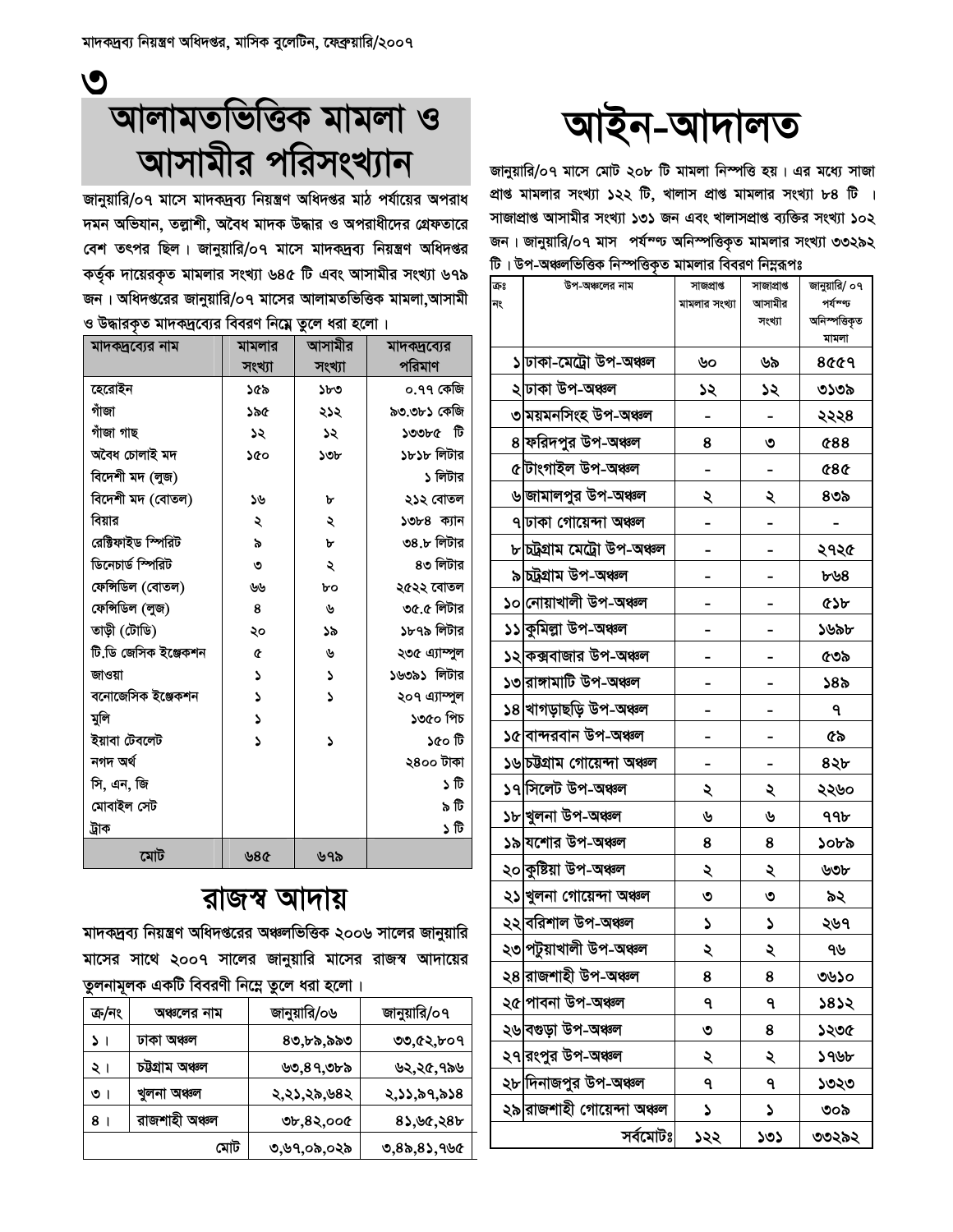৩

# আলামতভিত্তিক মামলা ও আসামীর পরিসংখ্যান

জানুয়ারি/০৭ মাসে মাদকদ্রব্য নিয়ন্ত্রণ অধিদপ্তর মাঠ পর্যায়ের অপরাধ দমন অভিযান, তল্লাশী, অবৈধ মাদক উদ্ধার ও অপরাধীদের গ্রেফতারে বেশ তৎপর ছিল। জানুয়ারি/০৭ মাসে মাদকদ্রব্য নিয়ন্ত্রণ অধিদপ্তর কর্তৃক দায়েরকৃত মামলার সংখ্যা ৬৪৫ টি এবং আসামীর সংখ্যা ৬৭৯ জন। অধিদপ্তরের জানুয়ারি/০৭ মাসের আলামতভিত্তিক মামলা,আসামী ও উদ্ধারকৃত মাদকদ্রব্যের বিবরণ নিম্নে তুলে ধরা হলো।

| মাদকদ্রব্যের নাম | মামলার সংখ্যা | আসামীর সংখ্যা | মাদকদ্রব্যের পরিমাণ |
|---|---|---|---|
| হেরোইন | ১৫৯ | ১৮৩ | ০.৭৭ কেজি |
| গাঁজা | ১৯৫ | ২১২ | ৯৩.৩৮১ কেজি |
| গাঁজা গাছ | ১২ | ১২ | ১৩৩৮৫ টি |
| অবৈধ চোলাই মদ | ১৫০ | ১৩৮ | ১৮১৮ লিটার |
| বিদেশী মদ (লুজ) | | | ১ লিটার |
| বিদেশী মদ (বোতল) | ১৬ | ৮ | ২১২ বোতল |
| বিয়ার | ২ | ২ | ১৩৮৪ ক্যান |
| রেক্টিফাইড স্পিরিট | ৯ | ৮ | ৩৪.৮ লিটার |
| ডিনেচার্ড স্পিরিট | ৩ | ২ | ৪৩ লিটার |
| ফেন্সিডিল (বোতল) | ৬৬ | ৮০ | ২৫২২ বোতল |
| ফেন্সিডিল (লুজ) | ৪ | ৬ | ৩৫.৫ লিটার |
| তাড়ী (টোডি) | ২০ | ১৯ | ১৮৭৯ লিটার |
| টি.ডি জেসিক ইঞ্জেকশন | ৫ | ৬ | ২৩৫ এ্যাম্পুল |
| জাওয়া | ১ | ১ | ১৬৩৯১ লিটার |
| বনোজেসিক ইঞ্জেকশন | ১ | ১ | ২০৭ এ্যাম্পুল |
| মুলি | ১ | | ১৩৫০ পিচ |
| ইয়াবা টেবলেট | ১ | ১ | ১৫০ টি |
| নগদ অর্থ | | | ২৪০০ টাকা |
| সি, এন, জি | | | ১ টি |
| মোবাইল সেট | | | ৯ টি |
| ট্রাক | | | ১ টি |
| মোট | ৬৪৫ | ৬৭৯ | |

## রাজস্ব আদায়

মাদকদ্রব্য নিয়ন্ত্রণ অধিদপ্তরের অঞ্চলভিত্তিক ২০০৬ সালের জানুয়ারি মাসের সাথে ২০০৭ সালের জানুয়ারি মাসের রাজস্ব আদায়ের তুলনামূলক একটি বিবরণী নিম্নে তুলে ধরা হলো।

| ক্র/নং | অঞ্চলের নাম | জানুয়ারি/০৬ | জানুয়ারি/০৭ |
|---|---|---|---|
| ১। | ঢাকা অঞ্চল | ৪৩,৮৯,৯৯৩ | ৩৩,৫২,৮০৭ |
| ২। | চট্টগ্রাম অঞ্চল | ৬৩,৪৭,৩৮৯ | ৬২,২৫,৭৯৬ |
| ৩। | খুলনা অঞ্চল | ২,২১,২৯,৬৪২ | ২,১১,৯৭,৯১৪ |
| ৪। | রাজশাহী অঞ্চল | ৩৮,৪২,০০৫ | ৪১,৬৫,২৪৮ |
| | মোট | ৩,৬৭,০৯,০২৯ | ৩,৪৯,৪১,৭৬৫ |

# আইন-আদালত

জানুয়ারি/০৭ মাসে মোট ২০৮ টি মামলা নিস্পত্তি হয়। এর মধ্যে সাজা প্রাপ্ত মামলার সংখ্যা ১২২ টি, খালাস প্রাপ্ত মামলার সংখ্যা ৮৪ টি । সাজাপ্রাপ্ত আসামীর সংখ্যা ১৩১ জন এবং খালাসপ্রাপ্ত ব্যক্তির সংখ্যা ১০২ জন। জানুয়ারি/০৭ মাস পর্যন্ত অনিস্পত্তিকৃত মামলার সংখ্যা ৩৩২৯২ টি। উপ-অঞ্চলভিত্তিক নিস্পত্তিকৃত মামলার বিবরণ নিম্নরূপঃ

| ক্রঃ নং | উপ-অঞ্চলের নাম | সাজাপ্রাপ্ত মামলার সংখ্যা | সাজাপ্রাপ্ত আসামীর সংখ্যা | জানুয়ারি/ ০৭ পর্যন্ত অনিস্পত্তিকৃত মামলা |
|---|---|---|---|---|
| ১ | ঢাকা-মেট্রো উপ-অঞ্চল | ৬০ | ৬৯ | ৪৫৫৭ |
| ২ | ঢাকা উপ-অঞ্চল | ১২ | ১২ | ৩১৩৯ |
| ৩ | ময়মনসিংহ উপ-অঞ্চল | - | - | ২২২৪ |
| ৪ | ফরিদপুর উপ-অঞ্চল | ৪ | ৩ | ৫৪৪ |
| ৫ | টাংগাইল উপ-অঞ্চল | - | - | ৫৪৫ |
| ৬ | জামালপুর উপ-অঞ্চল | ২ | ২ | ৪৩৯ |
| ৭ | ঢাকা গোয়েন্দা অঞ্চল | - | - | - |
| ৮ | চট্টগ্রাম মেট্রো উপ-অঞ্চল | - | - | ২৭২৫ |
| ৯ | চট্টগ্রাম উপ-অঞ্চল | - | - | ৮৬৪ |
| ১০ | নোয়াখালী উপ-অঞ্চল | - | - | ৫১৮ |
| ১১ | কুমিল্লা উপ-অঞ্চল | - | - | ১৬৯৮ |
| ১২ | কক্সবাজার উপ-অঞ্চল | - | - | ৫৩৯ |
| ১৩ | রাঙ্গামাটি উপ-অঞ্চল | - | - | ১৪৯ |
| ১৪ | খাগড়াছড়ি উপ-অঞ্চল | - | - | ৭ |
| ১৫ | বান্দরবান উপ-অঞ্চল | - | - | ৫৯ |
| ১৬ | চট্টগ্রাম গোয়েন্দা অঞ্চল | - | - | ৪২৮ |
| ১৭ | সিলেট উপ-অঞ্চল | ২ | ২ | ২২৬০ |
| ১৮ | খুলনা উপ-অঞ্চল | ৬ | ৬ | ৭৭৮ |
| ১৯ | যশোর উপ-অঞ্চল | ৪ | ৪ | ১০৮৯ |
| ২০ | কুষ্টিয়া উপ-অঞ্চল | ২ | ২ | ৬৩৮ |
| ২১ | খুলনা গোয়েন্দা অঞ্চল | ৩ | ৩ | ৯২ |
| ২২ | বরিশাল উপ-অঞ্চল | ১ | ১ | ২৬৭ |
| ২৩ | পটুয়াখালী উপ-অঞ্চল | ২ | ২ | ৭৬ |
| ২৪ | রাজশাহী উপ-অঞ্চল | ৪ | ৪ | ৩৬১০ |
| ২৫ | পাবনা উপ-অঞ্চল | ৭ | ৭ | ১৪১২ |
| ২৬ | বগুড়া উপ-অঞ্চল | ৩ | ৪ | ১২৩৫ |
| ২৭ | রংপুর উপ-অঞ্চল | ২ | ২ | ১৭৬৮ |
| ২৮ | দিনাজপুর উপ-অঞ্চল | ৭ | ৭ | ১৩২৩ |
| ২৯ | রাজশাহী গোয়েন্দা অঞ্চল | ১ | ১ | ৩০৯ |
| | সর্বমোটঃ | ১২২ | ১৩১ | ৩৩২৯২ |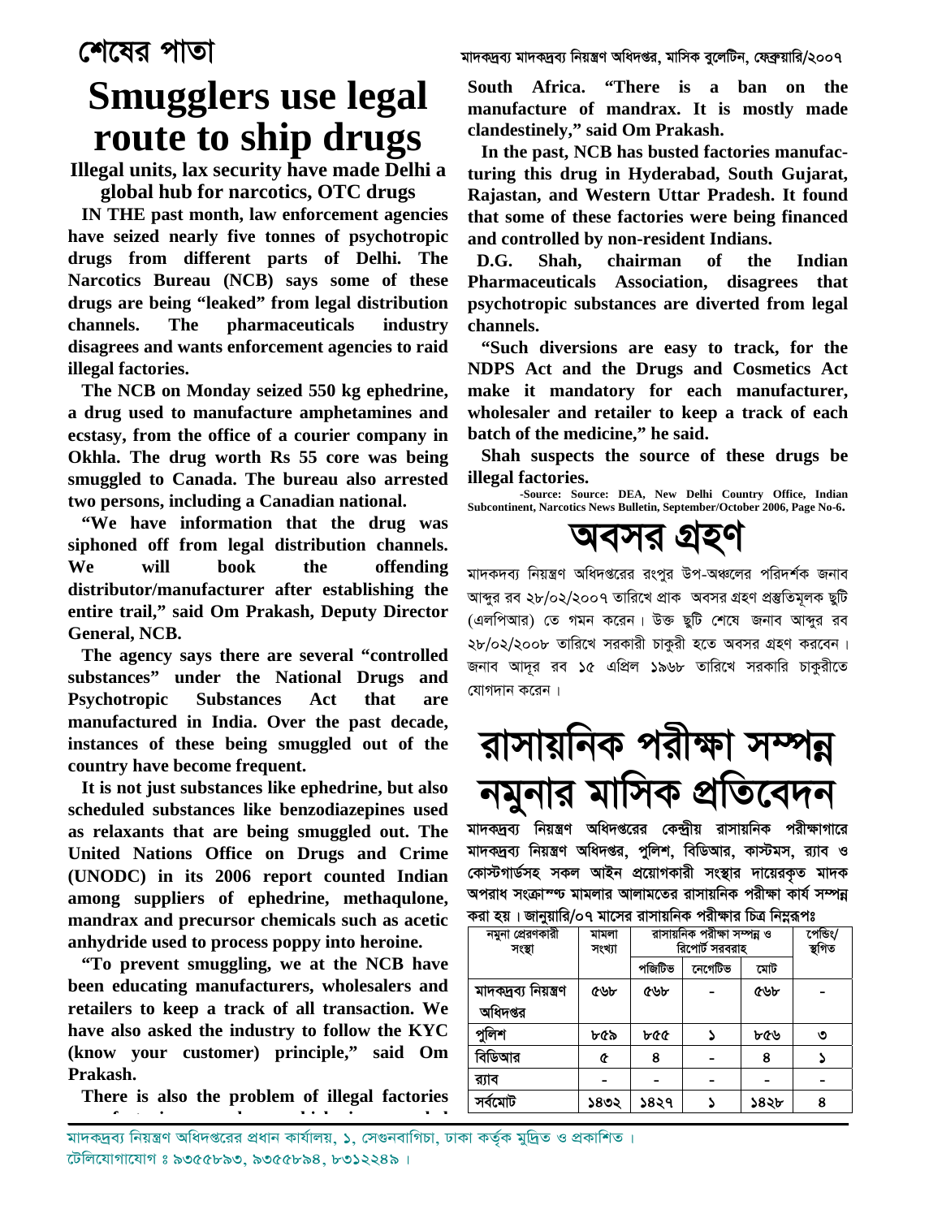# শেষের পাতা

# Smugglers use legal route to ship drugs

**Illegal units, lax security have made Delhi a global hub for narcotics, OTC drugs**

**IN THE past month, law enforcement agencies have seized nearly five tonnes of psychotropic drugs from different parts of Delhi. The Narcotics Bureau (NCB) says some of these drugs are being "leaked" from legal distribution channels. The pharmaceuticals industry disagrees and wants enforcement agencies to raid illegal factories.**

**The NCB on Monday seized 550 kg ephedrine, a drug used to manufacture amphetamines and ecstasy, from the office of a courier company in Okhla. The drug worth Rs 55 core was being smuggled to Canada. The bureau also arrested two persons, including a Canadian national.**

**"We have information that the drug was siphoned off from legal distribution channels. We will book the offending distributor/manufacturer after establishing the entire trail," said Om Prakash, Deputy Director General, NCB.**

**The agency says there are several "controlled substances" under the National Drugs and Psychotropic Substances Act that are manufactured in India. Over the past decade, instances of these being smuggled out of the country have become frequent.**

**It is not just substances like ephedrine, but also scheduled substances like benzodiazepines used as relaxants that are being smuggled out. The United Nations Office on Drugs and Crime (UNODC) in its 2006 report counted Indian among suppliers of ephedrine, methaqulone, mandrax and precursor chemicals such as acetic anhydride used to process poppy into heroine.**

**"To prevent smuggling, we at the NCB have been educating manufacturers, wholesalers and retailers to keep a track of all transaction. We have also asked the industry to follow the KYC (know your customer) principle," said Om Prakash.**

**There is also the problem of illegal factories manufacturing mandrax, which is consumed in South Africa. "There is a ban on the manufacture of mandrax. It is mostly made clandestinely," said Om Prakash.**

**In the past, NCB has busted factories manufacturing this drug in Hyderabad, South Gujarat, Rajastan, and Western Uttar Pradesh. It found that some of these factories were being financed and controlled by non-resident Indians.**

**D.G. Shah, chairman of the Indian Pharmaceuticals Association, disagrees that psychotropic substances are diverted from legal channels.**

**"Such diversions are easy to track, for the NDPS Act and the Drugs and Cosmetics Act make it mandatory for each manufacturer, wholesaler and retailer to keep a track of each batch of the medicine," he said.**

**Shah suspects the source of these drugs be illegal factories.**

**-Source: Source: DEA, New Delhi Country Office, Indian Subcontinent, Narcotics News Bulletin, September/October 2006, Page No-6.**

# অবসর গ্রহণ

মাদকদব্য নিয়ন্ত্রণ অধিদপ্তরের রংপুর উপ-অঞ্চলের পরিদর্শক জনাব আব্দুর রব ২৮/০২/২০০৭ তারিখে প্রাক অবসর গ্রহণ প্রস্তুতিমূলক ছুটি (এলপিআর) তে গমন করেন। উক্ত ছুটি শেষে জনাব আব্দুর রব ২৮/০২/২০০৮ তারিখে সরকারী চাকুরী হতে অবসর গ্রহণ করবেন। জনাব আদূর রব ১৫ এপ্রিল ১৯৬৮ তারিখে সরকারি চাকুরীতে যোগদান করেন।

# রাসায়নিক পরীক্ষা সম্পন্ন নমুনার মাসিক প্রতিবেদন

**মাদকদ্রব্য নিয়ন্ত্রণ অধিদপ্তরের কেন্দ্রীয় রাসায়নিক পরীক্ষাগারে মাদকদ্রব্য নিয়ন্ত্রণ অধিদপ্তর, পুলিশ, বিডিআর, কাস্টমস, র‍্যাব ও কোস্টগার্ডসহ সকল আইন প্রয়োগকারী সংস্থার দায়েরকৃত মাদক অপরাধ সংক্রান্ত মামলার আলামতের রাসায়নিক পরীক্ষা কার্য সম্পন্ন করা হয়। জানুয়ারি/০৭ মাসের রাসায়নিক পরীক্ষার চিত্র নিম্নরূপঃ**

| নমুনা প্রেরণকারী সংস্থা | মামলা সংখ্যা | রাসায়নিক পরীক্ষা সম্পন্ন ও রিপোর্ট সরবরাহ | | | পেন্ডিং/ স্থগিত |
|---|---|---|---|---|---|
| | | পজিটিভ | নেগেটিভ | মোট | |
| মাদকদ্রব্য নিয়ন্ত্রণ অধিদপ্তর | ৫৬৮ | ৫৬৮ | - | ৫৬৮ | - |
| পুলিশ | ৮৫৯ | ৮৫৫ | ১ | ৮৫৬ | ৩ |
| বিডিআর | ৫ | ৪ | - | ৪ | ১ |
| র‍্যাব | - | - | - | - | - |
| সর্বমোট | ১৪৩২ | ১৪২৭ | ১ | ১৪২৮ | ৪ |

মাদকদ্রব্য নিয়ন্ত্রণ অধিদপ্তরের প্রধান কার্যালয়, ১, সেগুনবাগিচা, ঢাকা কর্তৃক মুদ্রিত ও প্রকাশিত।
টেলিযোগাযোগ ঃ ৯৩৫৫৮৯৩, ৯৩৫৫৮৯৪, ৮৩১২২৪৯।